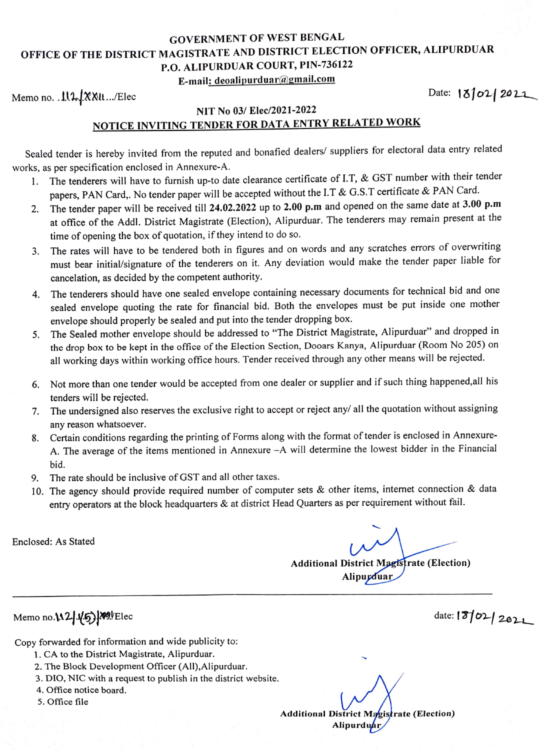# GOVERNMENT OF WEST BENGAL

## OFFICE OF THE DISTRICT MAGISTRATE AND DISTRICT ELECTION OFFICER, ALIPURDUAR

**P.O. ALIPURDUAR COURT, PIN-736122**

**E-mail: deoalipurduar@gmail.com**

Memo no. 112/XXII.../Elec                                                                                    Date: 18/02/2022

**NIT No 03/ Elec/2021-2022**

**NOTICE INVITING TENDER FOR DATA ENTRY RELATED WORK**

Sealed tender is hereby invited from the reputed and bonafied dealers/ suppliers for electoral data entry related works, as per specification enclosed in Annexure-A.

1. The tenderers will have to furnish up-to date clearance certificate of I.T, & GST number with their tender papers, PAN Card,. No tender paper will be accepted without the I.T & G.S.T certificate & PAN Card.
2. The tender paper will be received till **24.02.2022** up to **2.00 p.m** and opened on the same date at **3.00 p.m** at office of the Addl. District Magistrate (Election), Alipurduar. The tenderers may remain present at the time of opening the box of quotation, if they intend to do so.
3. The rates will have to be tendered both in figures and on words and any scratches errors of overwriting must bear initial/signature of the tenderers on it. Any deviation would make the tender paper liable for cancelation, as decided by the competent authority.
4. The tenderers should have one sealed envelope containing necessary documents for technical bid and one sealed envelope quoting the rate for financial bid. Both the envelopes must be put inside one mother envelope should properly be sealed and put into the tender dropping box.
5. The Sealed mother envelope should be addressed to "The District Magistrate, Alipurduar" and dropped in the drop box to be kept in the office of the Election Section, Dooars Kanya, Alipurduar (Room No 205) on all working days within working office hours. Tender received through any other means will be rejected.
6. Not more than one tender would be accepted from one dealer or supplier and if such thing happened,all his tenders will be rejected.
7. The undersigned also reserves the exclusive right to accept or reject any/ all the quotation without assigning any reason whatsoever.
8. Certain conditions regarding the printing of Forms along with the format of tender is enclosed in Annexure-A. The average of the items mentioned in Annexure –A will determine the lowest bidder in the Financial bid.
9. The rate should be inclusive of GST and all other taxes.
10. The agency should provide required number of computer sets & other items, internet connection & data entry operators at the block headquarters & at district Head Quarters as per requirement without fail.

Enclosed: As Stated

**Additional District Magistrate (Election)**
**Alipurduar**

---

Memo no. 112/1(5)/XXII/Elec                                                                                    date: 18/02/2022

Copy forwarded for information and wide publicity to:

1. CA to the District Magistrate, Alipurduar.
2. The Block Development Officer (All),Alipurduar.
3. DIO, NIC with a request to publish in the district website.
4. Office notice board.
5. Office file

**Additional District Magistrate (Election)**
**Alipurduar**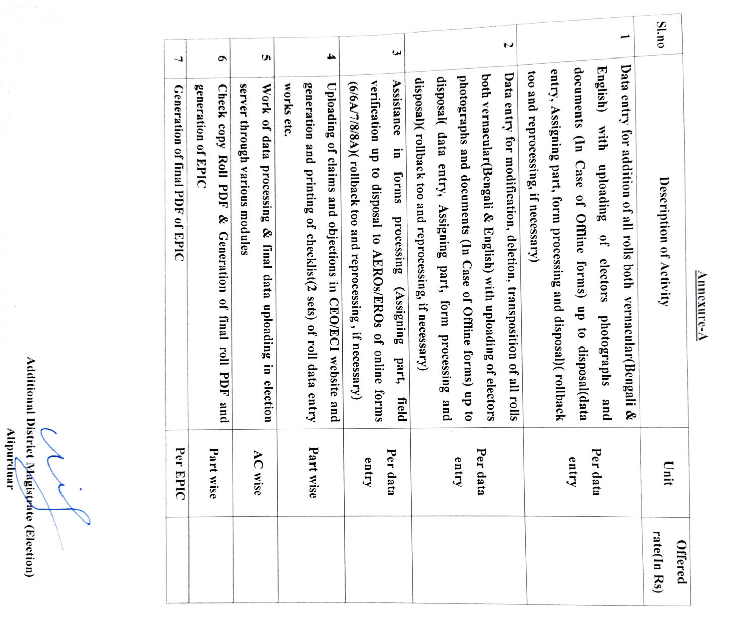## Annexure-A

| Sl.no | Description of Activity | Unit | Offered rate(In Rs) |
|---|---|---|---|
| 1 | Data entry for addition of all rolls both vernacular(Bengali & English) with uploading of electors photographs and documents (In Case of Offline forms) up to disposal(data entry, Assigning part, form processing and disposal)( rollback too and reprocessing, if necessary) | Per data entry | |
| 2 | Data entry for modification, deletion, transposition of all rolls both vernacular(Bengali & English) with uploading of electors photographs and documents (In Case of Offline forms) up to disposal( data entry, Assigning part, form processing and disposal)( rollback too and reprocessing, if necessary) | Per data entry | |
| 3 | Assistance in forms processing (Assigning part, field verification up to disposal to AEROs/EROs of online forms (6/6A/7/8/8A)( rollback too and reprocessing , if necessary) | Per data entry | |
| 4 | Uploading of claims and objections in CEO/ECI website and generation and printing of checklist(2 sets) of roll data entry works etc. | Part wise | |
| 5 | Work of data processing & final data uploading in election server through various modules | AC wise | |
| 6 | Check copy Roll PDF & Generation of final roll PDF and generation of EPIC | Part wise | |
| 7 | Generation of final PDF of EPIC | Per EPIC | |

Additional District Magistrate (Election)
Alipurduar